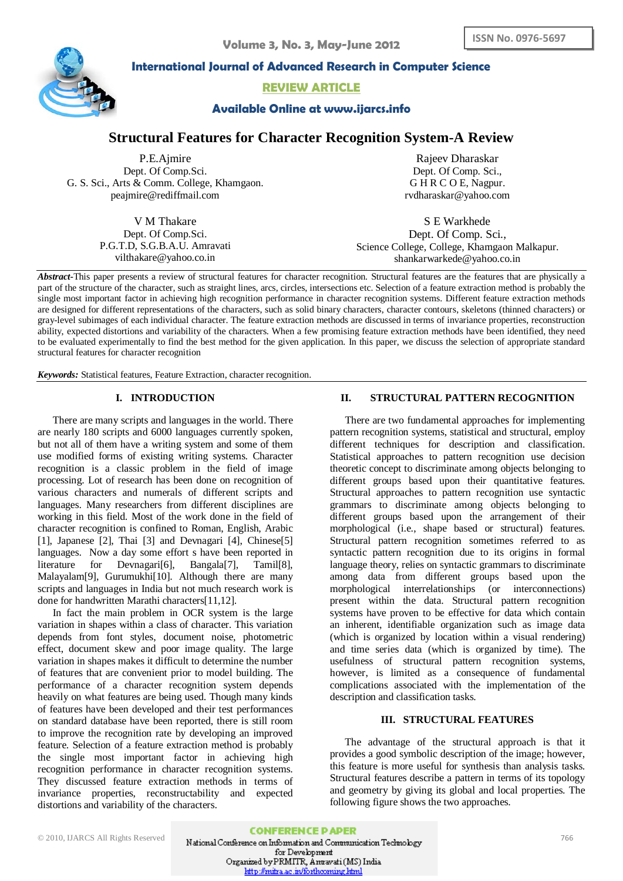# Structural Features for Character Recognition System-A Review

P.E.Ajmire
Dept. Of Comp.Sci.
G. S. Sci., Arts & Comm. College, Khamgaon.
peajmire@rediffmail.com

Rajeev Dharaskar
Dept. Of Comp. Sci.,
G H R C O E, Nagpur.
rvdharaskar@yahoo.com

V M Thakare
Dept. Of Comp.Sci.
P.G.T.D, S.G.B.A.U. Amravati
vilthakare@yahoo.co.in

S E Warkhede
Dept. Of Comp. Sci.,
Science College, College, Khamgaon Malkapur.
shankarwarkede@yahoo.co.in

***Abstract*-**This paper presents a review of structural features for character recognition. Structural features are the features that are physically a part of the structure of the character, such as straight lines, arcs, circles, intersections etc. Selection of a feature extraction method is probably the single most important factor in achieving high recognition performance in character recognition systems. Different feature extraction methods are designed for different representations of the characters, such as solid binary characters, character contours, skeletons (thinned characters) or gray-level subimages of each individual character. The feature extraction methods are discussed in terms of invariance properties, reconstruction ability, expected distortions and variability of the characters. When a few promising feature extraction methods have been identified, they need to be evaluated experimentally to find the best method for the given application. In this paper, we discuss the selection of appropriate standard structural features for character recognition

***Keywords:*** Statistical features, Feature Extraction, character recognition.

## I. INTRODUCTION

There are many scripts and languages in the world. There are nearly 180 scripts and 6000 languages currently spoken, but not all of them have a writing system and some of them use modified forms of existing writing systems. Character recognition is a classic problem in the field of image processing. Lot of research has been done on recognition of various characters and numerals of different scripts and languages. Many researchers from different disciplines are working in this field. Most of the work done in the field of character recognition is confined to Roman, English, Arabic [1], Japanese [2], Thai [3] and Devnagari [4], Chinese[5] languages. Now a day some effort s have been reported in literature for Devnagari[6], Bangala[7], Tamil[8], Malayalam[9], Gurumukhi[10]. Although there are many scripts and languages in India but not much research work is done for handwritten Marathi characters[11,12].

In fact the main problem in OCR system is the large variation in shapes within a class of character. This variation depends from font styles, document noise, photometric effect, document skew and poor image quality. The large variation in shapes makes it difficult to determine the number of features that are convenient prior to model building. The performance of a character recognition system depends heavily on what features are being used. Though many kinds of features have been developed and their test performances on standard database have been reported, there is still room to improve the recognition rate by developing an improved feature. Selection of a feature extraction method is probably the single most important factor in achieving high recognition performance in character recognition systems. They discussed feature extraction methods in terms of invariance properties, reconstructability and expected distortions and variability of the characters.

## II. STRUCTURAL PATTERN RECOGNITION

There are two fundamental approaches for implementing pattern recognition systems, statistical and structural, employ different techniques for description and classification. Statistical approaches to pattern recognition use decision theoretic concept to discriminate among objects belonging to different groups based upon their quantitative features. Structural approaches to pattern recognition use syntactic grammars to discriminate among objects belonging to different groups based upon the arrangement of their morphological (i.e., shape based or structural) features. Structural pattern recognition sometimes referred to as syntactic pattern recognition due to its origins in formal language theory, relies on syntactic grammars to discriminate among data from different groups based upon the morphological interrelationships (or interconnections) present within the data. Structural pattern recognition systems have proven to be effective for data which contain an inherent, identifiable organization such as image data (which is organized by location within a visual rendering) and time series data (which is organized by time). The usefulness of structural pattern recognition systems, however, is limited as a consequence of fundamental complications associated with the implementation of the description and classification tasks.

## III. STRUCTURAL FEATURES

The advantage of the structural approach is that it provides a good symbolic description of the image; however, this feature is more useful for synthesis than analysis tasks. Structural features describe a pattern in terms of its topology and geometry by giving its global and local properties. The following figure shows the two approaches.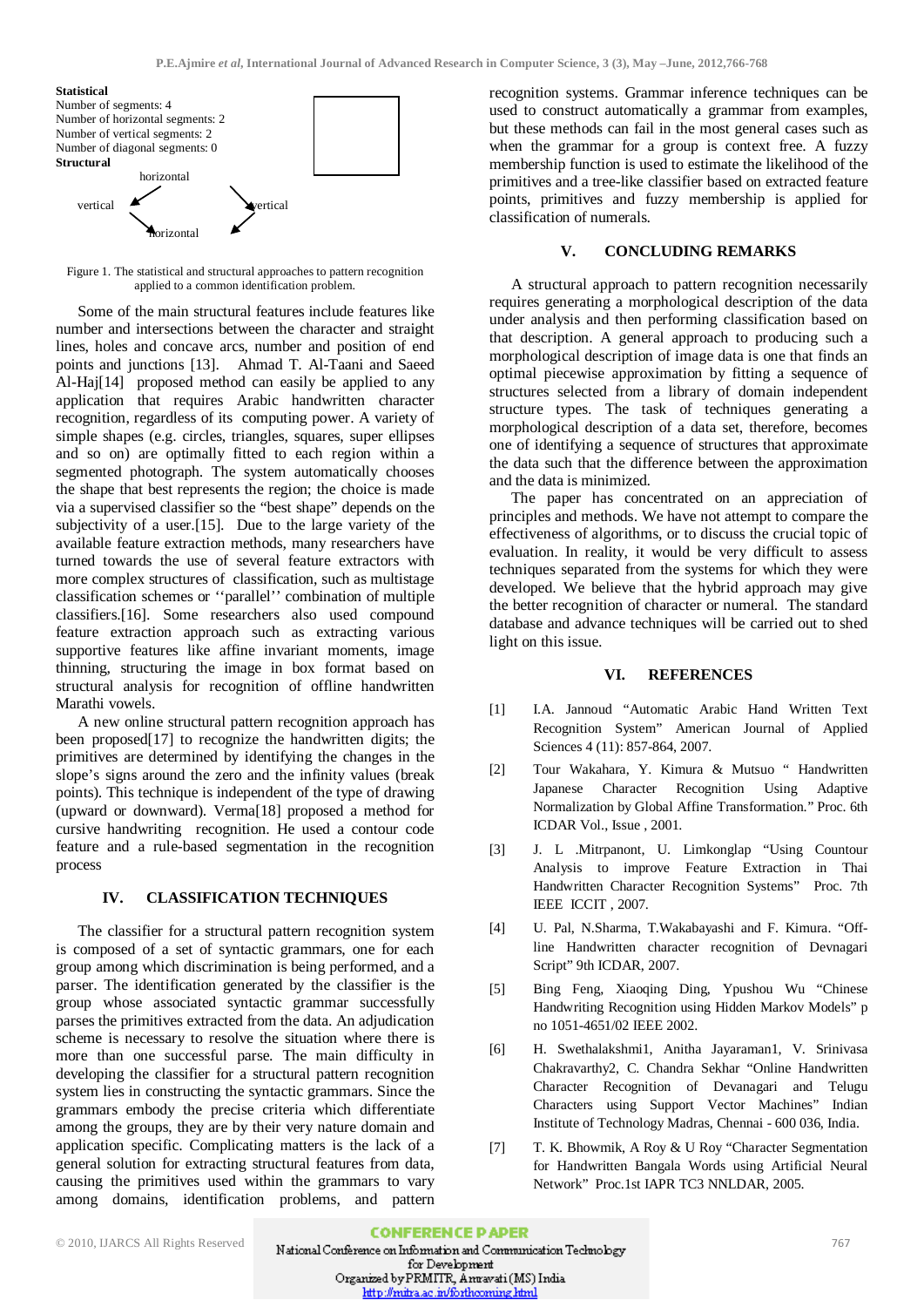**Statistical**
Number of segments: 4
Number of horizontal segments: 2
Number of vertical segments: 2
Number of diagonal segments: 0
**Structural**

horizontal
vertical
vertical
horizontal

Figure 1. The statistical and structural approaches to pattern recognition applied to a common identification problem.

Some of the main structural features include features like number and intersections between the character and straight lines, holes and concave arcs, number and position of end points and junctions [13]. Ahmad T. Al-Taani and Saeed Al-Haj[14] proposed method can easily be applied to any application that requires Arabic handwritten character recognition, regardless of its computing power. A variety of simple shapes (e.g. circles, triangles, squares, super ellipses and so on) are optimally fitted to each region within a segmented photograph. The system automatically chooses the shape that best represents the region; the choice is made via a supervised classifier so the "best shape" depends on the subjectivity of a user.[15]. Due to the large variety of the available feature extraction methods, many researchers have turned towards the use of several feature extractors with more complex structures of classification, such as multistage classification schemes or ''parallel'' combination of multiple classifiers.[16]. Some researchers also used compound feature extraction approach such as extracting various supportive features like affine invariant moments, image thinning, structuring the image in box format based on structural analysis for recognition of offline handwritten Marathi vowels.

A new online structural pattern recognition approach has been proposed[17] to recognize the handwritten digits; the primitives are determined by identifying the changes in the slope's signs around the zero and the infinity values (break points). This technique is independent of the type of drawing (upward or downward). Verma[18] proposed a method for cursive handwriting recognition. He used a contour code feature and a rule-based segmentation in the recognition process

## IV. CLASSIFICATION TECHNIQUES

The classifier for a structural pattern recognition system is composed of a set of syntactic grammars, one for each group among which discrimination is being performed, and a parser. The identification generated by the classifier is the group whose associated syntactic grammar successfully parses the primitives extracted from the data. An adjudication scheme is necessary to resolve the situation where there is more than one successful parse. The main difficulty in developing the classifier for a structural pattern recognition system lies in constructing the syntactic grammars. Since the grammars embody the precise criteria which differentiate among the groups, they are by their very nature domain and application specific. Complicating matters is the lack of a general solution for extracting structural features from data, causing the primitives used within the grammars to vary among domains, identification problems, and pattern recognition systems. Grammar inference techniques can be used to construct automatically a grammar from examples, but these methods can fail in the most general cases such as when the grammar for a group is context free. A fuzzy membership function is used to estimate the likelihood of the primitives and a tree-like classifier based on extracted feature points, primitives and fuzzy membership is applied for classification of numerals.

## V. CONCLUDING REMARKS

A structural approach to pattern recognition necessarily requires generating a morphological description of the data under analysis and then performing classification based on that description. A general approach to producing such a morphological description of image data is one that finds an optimal piecewise approximation by fitting a sequence of structures selected from a library of domain independent structure types. The task of techniques generating a morphological description of a data set, therefore, becomes one of identifying a sequence of structures that approximate the data such that the difference between the approximation and the data is minimized.

The paper has concentrated on an appreciation of principles and methods. We have not attempt to compare the effectiveness of algorithms, or to discuss the crucial topic of evaluation. In reality, it would be very difficult to assess techniques separated from the systems for which they were developed. We believe that the hybrid approach may give the better recognition of character or numeral. The standard database and advance techniques will be carried out to shed light on this issue.

## VI. REFERENCES

[1] I.A. Jannoud "Automatic Arabic Hand Written Text Recognition System" American Journal of Applied Sciences 4 (11): 857-864, 2007.

[2] Tour Wakahara, Y. Kimura & Mutsuo " Handwritten Japanese Character Recognition Using Adaptive Normalization by Global Affine Transformation." Proc. 6th ICDAR Vol., Issue , 2001.

[3] J. L .Mitrpanont, U. Limkonglap "Using Countour Analysis to improve Feature Extraction in Thai Handwritten Character Recognition Systems" Proc. 7th IEEE ICCIT , 2007.

[4] U. Pal, N.Sharma, T.Wakabayashi and F. Kimura. "Off-line Handwritten character recognition of Devnagari Script" 9th ICDAR, 2007.

[5] Bing Feng, Xiaoqing Ding, Ypushou Wu "Chinese Handwriting Recognition using Hidden Markov Models" p no 1051-4651/02 IEEE 2002.

[6] H. Swethalakshmi1, Anitha Jayaraman1, V. Srinivasa Chakravarthy2, C. Chandra Sekhar "Online Handwritten Character Recognition of Devanagari and Telugu Characters using Support Vector Machines" Indian Institute of Technology Madras, Chennai - 600 036, India.

[7] T. K. Bhowmik, A Roy & U Roy "Character Segmentation for Handwritten Bangala Words using Artificial Neural Network" Proc.1st IAPR TC3 NNLDAR, 2005.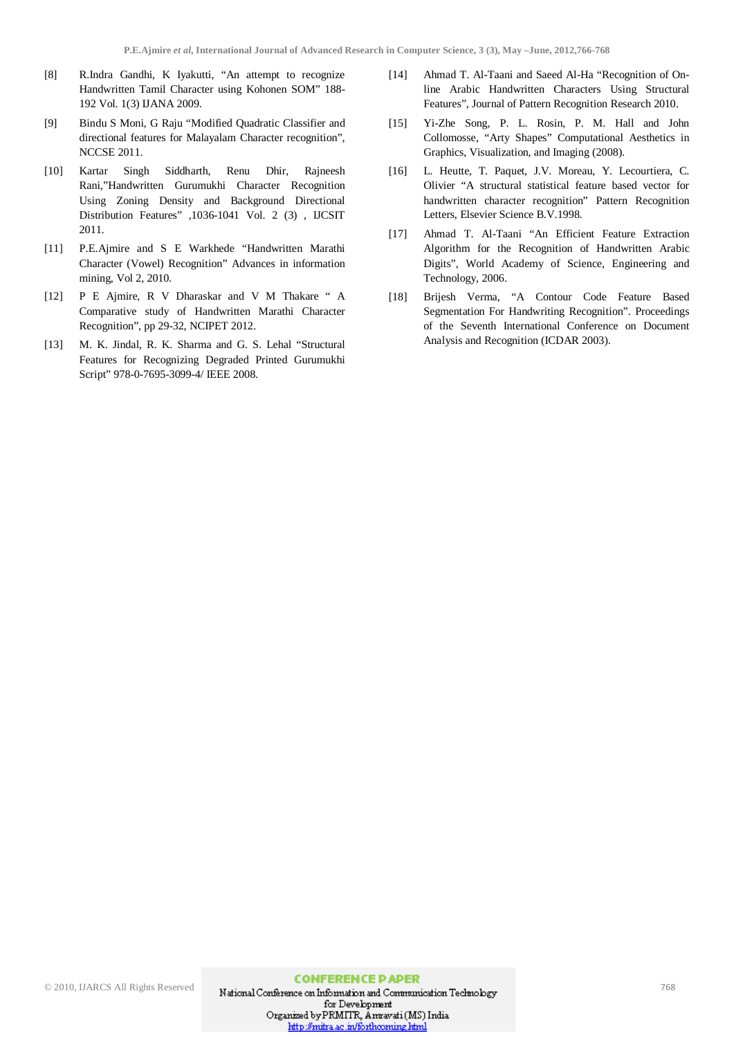[8] R.Indra Gandhi, K Iyakutti, "An attempt to recognize Handwritten Tamil Character using Kohonen SOM" 188-192 Vol. 1(3) IJANA 2009.

[9] Bindu S Moni, G Raju "Modified Quadratic Classifier and directional features for Malayalam Character recognition", NCCSE 2011.

[10] Kartar Singh Siddharth, Renu Dhir, Rajneesh Rani,"Handwritten Gurumukhi Character Recognition Using Zoning Density and Background Directional Distribution Features" ,1036-1041 Vol. 2 (3) , IJCSIT 2011.

[11] P.E.Ajmire and S E Warkhede "Handwritten Marathi Character (Vowel) Recognition" Advances in information mining, Vol 2, 2010.

[12] P E Ajmire, R V Dharaskar and V M Thakare " A Comparative study of Handwritten Marathi Character Recognition", pp 29-32, NCIPET 2012.

[13] M. K. Jindal, R. K. Sharma and G. S. Lehal "Structural Features for Recognizing Degraded Printed Gurumukhi Script" 978-0-7695-3099-4/ IEEE 2008.

[14] Ahmad T. Al-Taani and Saeed Al-Ha "Recognition of On-line Arabic Handwritten Characters Using Structural Features", Journal of Pattern Recognition Research 2010.

[15] Yi-Zhe Song, P. L. Rosin, P. M. Hall and John Collomosse, "Arty Shapes" Computational Aesthetics in Graphics, Visualization, and Imaging (2008).

[16] L. Heutte, T. Paquet, J.V. Moreau, Y. Lecourtiera, C. Olivier "A structural statistical feature based vector for handwritten character recognition" Pattern Recognition Letters, Elsevier Science B.V.1998.

[17] Ahmad T. Al-Taani "An Efficient Feature Extraction Algorithm for the Recognition of Handwritten Arabic Digits", World Academy of Science, Engineering and Technology, 2006.

[18] Brijesh Verma, "A Contour Code Feature Based Segmentation For Handwriting Recognition". Proceedings of the Seventh International Conference on Document Analysis and Recognition (ICDAR 2003).

CONFERENCE PAPER
National Conference on Information and Communication Technology for Development
Organized by PRMITR, Amravati (MS) India
http://mitra.ac.in/forthcoming.html